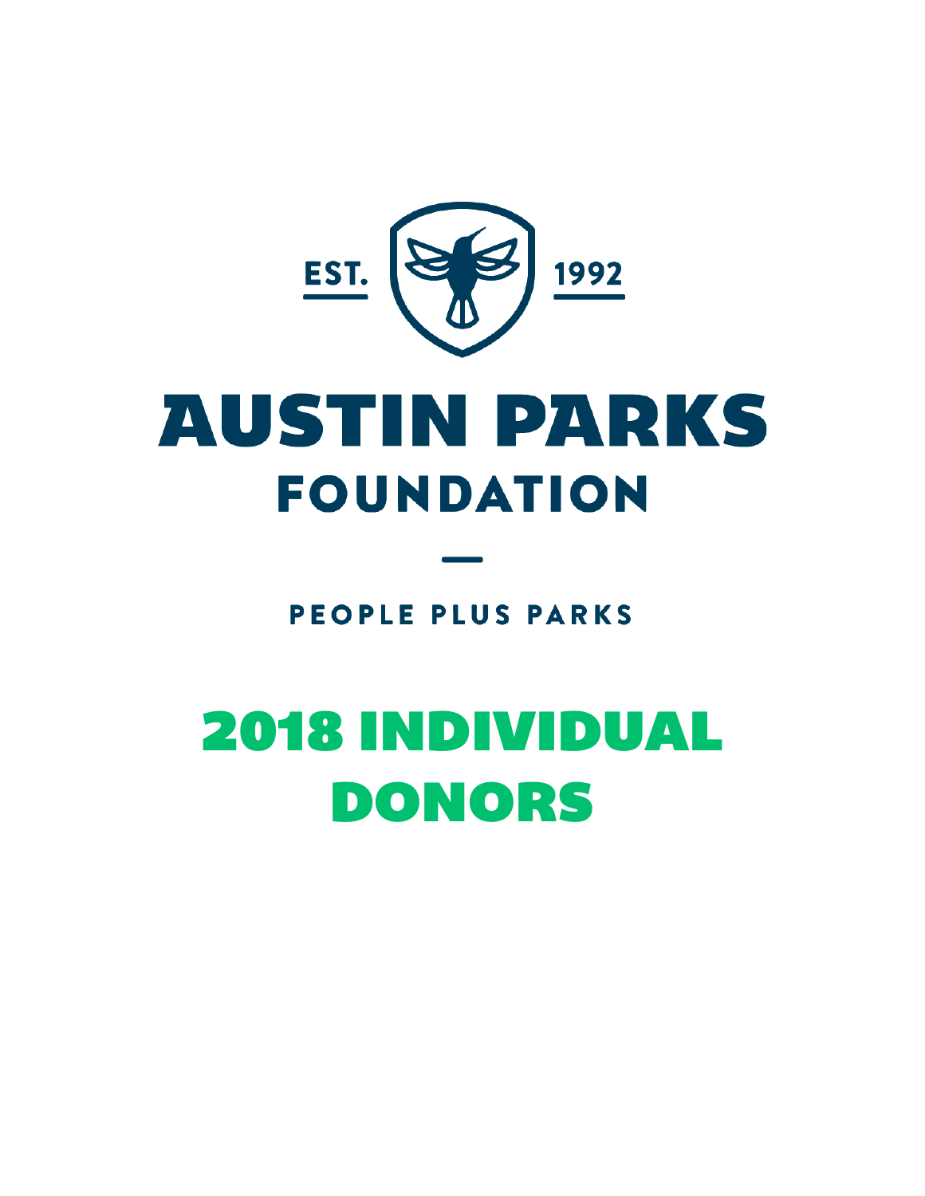EST. 1992

# AUSTIN PARKS FOUNDATION

PEOPLE PLUS PARKS

# 2018 INDIVIDUAL DONORS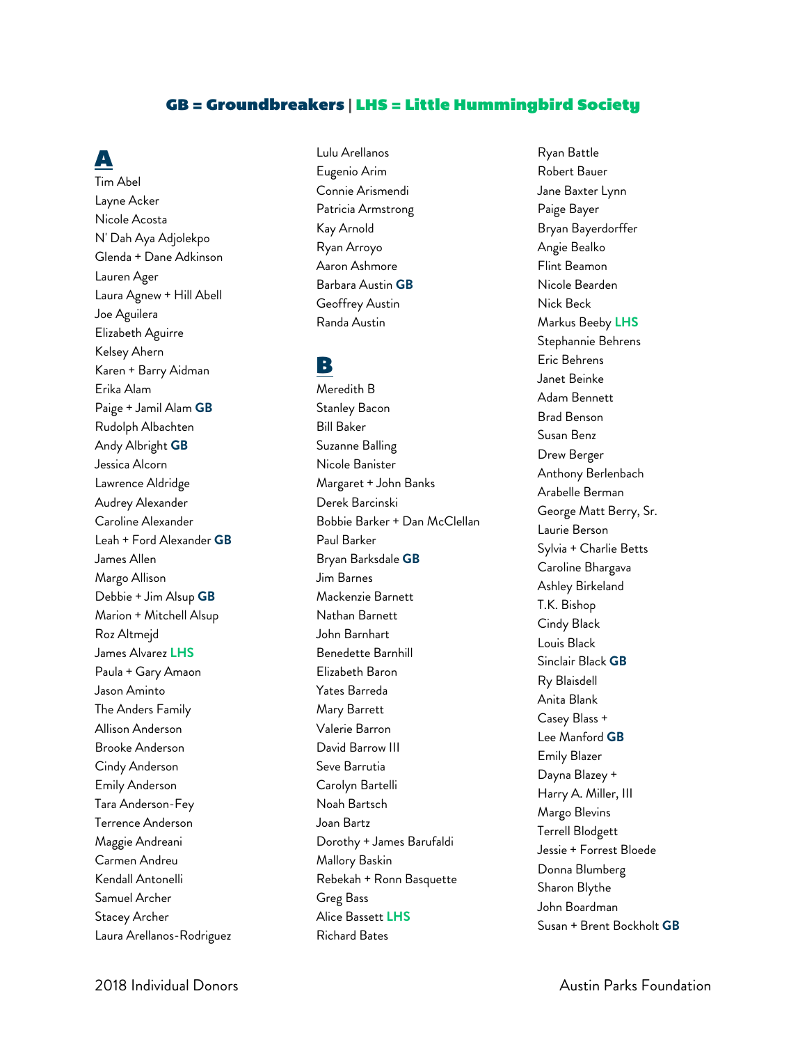**GB = Groundbreakers** | **LHS = Little Hummingbird Society**

## A

Tim Abel
Layne Acker
Nicole Acosta
N' Dah Aya Adjolekpo
Glenda + Dane Adkinson
Lauren Ager
Laura Agnew + Hill Abell
Joe Aguilera
Elizabeth Aguirre
Kelsey Ahern
Karen + Barry Aidman
Erika Alam
Paige + Jamil Alam **GB**
Rudolph Albachten
Andy Albright **GB**
Jessica Alcorn
Lawrence Aldridge
Audrey Alexander
Caroline Alexander
Leah + Ford Alexander **GB**
James Allen
Margo Allison
Debbie + Jim Alsup **GB**
Marion + Mitchell Alsup
Roz Altmejd
James Alvarez **LHS**
Paula + Gary Amaon
Jason Aminto
The Anders Family
Allison Anderson
Brooke Anderson
Cindy Anderson
Emily Anderson
Tara Anderson-Fey
Terrence Anderson
Maggie Andreani
Carmen Andreu
Kendall Antonelli
Samuel Archer
Stacey Archer
Laura Arellanos-Rodriguez
Lulu Arellanos
Eugenio Arim
Connie Arismendi
Patricia Armstrong
Kay Arnold
Ryan Arroyo
Aaron Ashmore
Barbara Austin **GB**
Geoffrey Austin
Randa Austin

## B

Meredith B
Stanley Bacon
Bill Baker
Suzanne Balling
Nicole Banister
Margaret + John Banks
Derek Barcinski
Bobbie Barker + Dan McClellan
Paul Barker
Bryan Barksdale **GB**
Jim Barnes
Mackenzie Barnett
Nathan Barnett
John Barnhart
Benedette Barnhill
Elizabeth Baron
Yates Barreda
Mary Barrett
Valerie Barron
David Barrow III
Seve Barrutia
Carolyn Bartelli
Noah Bartsch
Joan Bartz
Dorothy + James Barufaldi
Mallory Baskin
Rebekah + Ronn Basquette
Greg Bass
Alice Bassett **LHS**
Richard Bates
Ryan Battle
Robert Bauer
Jane Baxter Lynn
Paige Bayer
Bryan Bayerdorffer
Angie Bealko
Flint Beamon
Nicole Bearden
Nick Beck
Markus Beeby **LHS**
Stephannie Behrens
Eric Behrens
Janet Beinke
Adam Bennett
Brad Benson
Susan Benz
Drew Berger
Anthony Berlenbach
Arabelle Berman
George Matt Berry, Sr.
Laurie Berson
Sylvia + Charlie Betts
Caroline Bhargava
Ashley Birkeland
T.K. Bishop
Cindy Black
Louis Black
Sinclair Black **GB**
Ry Blaisdell
Anita Blank
Casey Blass +
Lee Manford **GB**
Emily Blazer
Dayna Blazey +
Harry A. Miller, III
Margo Blevins
Terrell Blodgett
Jessie + Forrest Bloede
Donna Blumberg
Sharon Blythe
John Boardman
Susan + Brent Bockholt **GB**

2018 Individual Donors | Austin Parks Foundation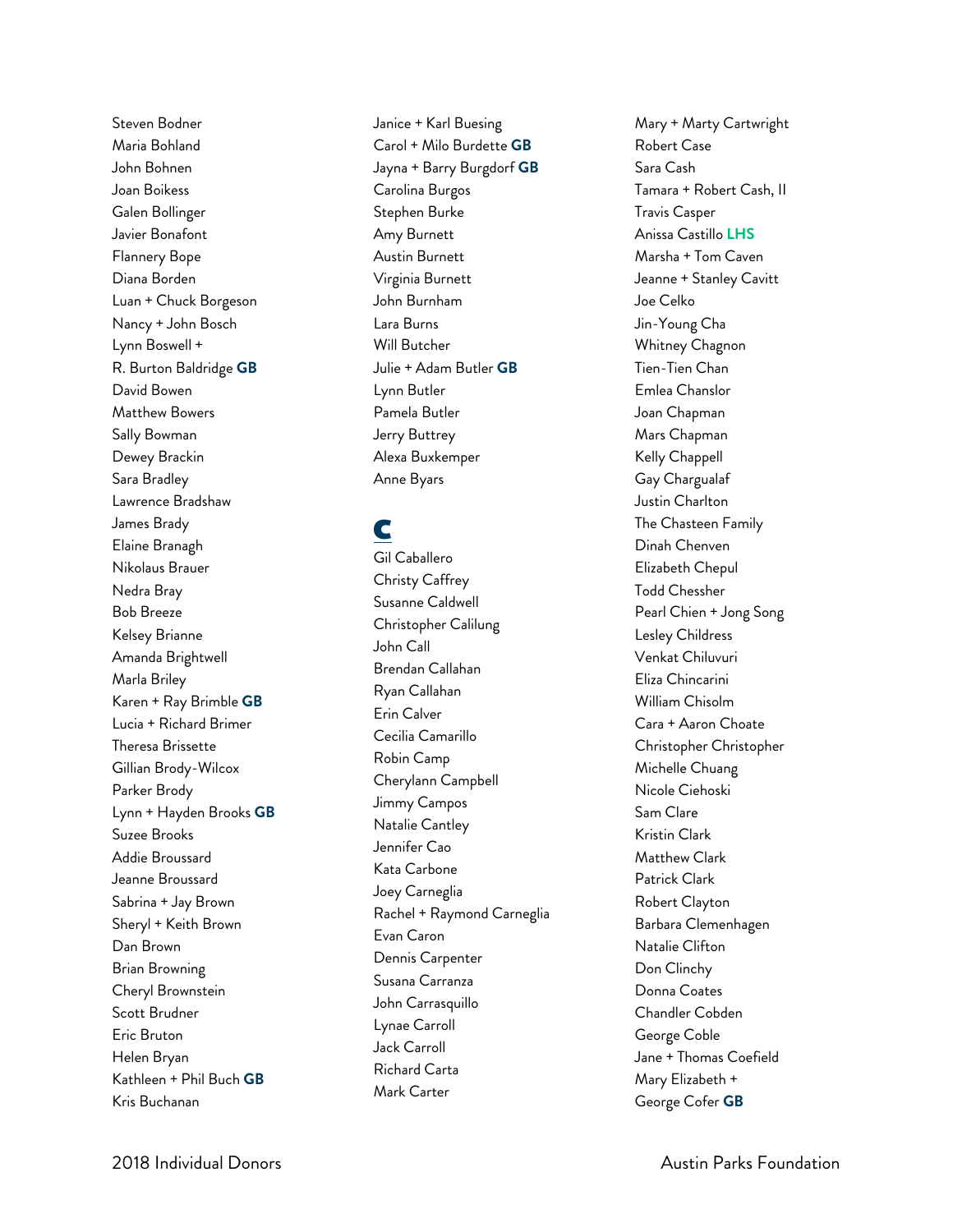Steven Bodner
Maria Bohland
John Bohnen
Joan Boikess
Galen Bollinger
Javier Bonafont
Flannery Bope
Diana Borden
Luan + Chuck Borgeson
Nancy + John Bosch
Lynn Boswell +
R. Burton Baldridge **GB**
David Bowen
Matthew Bowers
Sally Bowman
Dewey Brackin
Sara Bradley
Lawrence Bradshaw
James Brady
Elaine Branagh
Nikolaus Brauer
Nedra Bray
Bob Breeze
Kelsey Brianne
Amanda Brightwell
Marla Briley
Karen + Ray Brimble **GB**
Lucia + Richard Brimer
Theresa Brissette
Gillian Brody-Wilcox
Parker Brody
Lynn + Hayden Brooks **GB**
Suzee Brooks
Addie Broussard
Jeanne Broussard
Sabrina + Jay Brown
Sheryl + Keith Brown
Dan Brown
Brian Browning
Cheryl Brownstein
Scott Brudner
Eric Bruton
Helen Bryan
Kathleen + Phil Buch **GB**
Kris Buchanan
Janice + Karl Buesing
Carol + Milo Burdette **GB**
Jayna + Barry Burgdorf **GB**
Carolina Burgos
Stephen Burke
Amy Burnett
Austin Burnett
Virginia Burnett
John Burnham
Lara Burns
Will Butcher
Julie + Adam Butler **GB**
Lynn Butler
Pamela Butler
Jerry Buttrey
Alexa Buxkemper
Anne Byars

## C

Gil Caballero
Christy Caffrey
Susanne Caldwell
Christopher Calilung
John Call
Brendan Callahan
Ryan Callahan
Erin Calver
Cecilia Camarillo
Robin Camp
Cherylann Campbell
Jimmy Campos
Natalie Cantley
Jennifer Cao
Kata Carbone
Joey Carneglia
Rachel + Raymond Carneglia
Evan Caron
Dennis Carpenter
Susana Carranza
John Carrasquillo
Lynae Carroll
Jack Carroll
Richard Carta
Mark Carter
Mary + Marty Cartwright
Robert Case
Sara Cash
Tamara + Robert Cash, II
Travis Casper
Anissa Castillo **LHS**
Marsha + Tom Caven
Jeanne + Stanley Cavitt
Joe Celko
Jin-Young Cha
Whitney Chagnon
Tien-Tien Chan
Emlea Chanslor
Joan Chapman
Mars Chapman
Kelly Chappell
Gay Chargualaf
Justin Charlton
The Chasteen Family
Dinah Chenven
Elizabeth Chepul
Todd Chessher
Pearl Chien + Jong Song
Lesley Childress
Venkat Chiluvuri
Eliza Chincarini
William Chisolm
Cara + Aaron Choate
Christopher Christopher
Michelle Chuang
Nicole Ciehoski
Sam Clare
Kristin Clark
Matthew Clark
Patrick Clark
Robert Clayton
Barbara Clemenhagen
Natalie Clifton
Don Clinchy
Donna Coates
Chandler Cobden
George Coble
Jane + Thomas Coefield
Mary Elizabeth +
George Cofer **GB**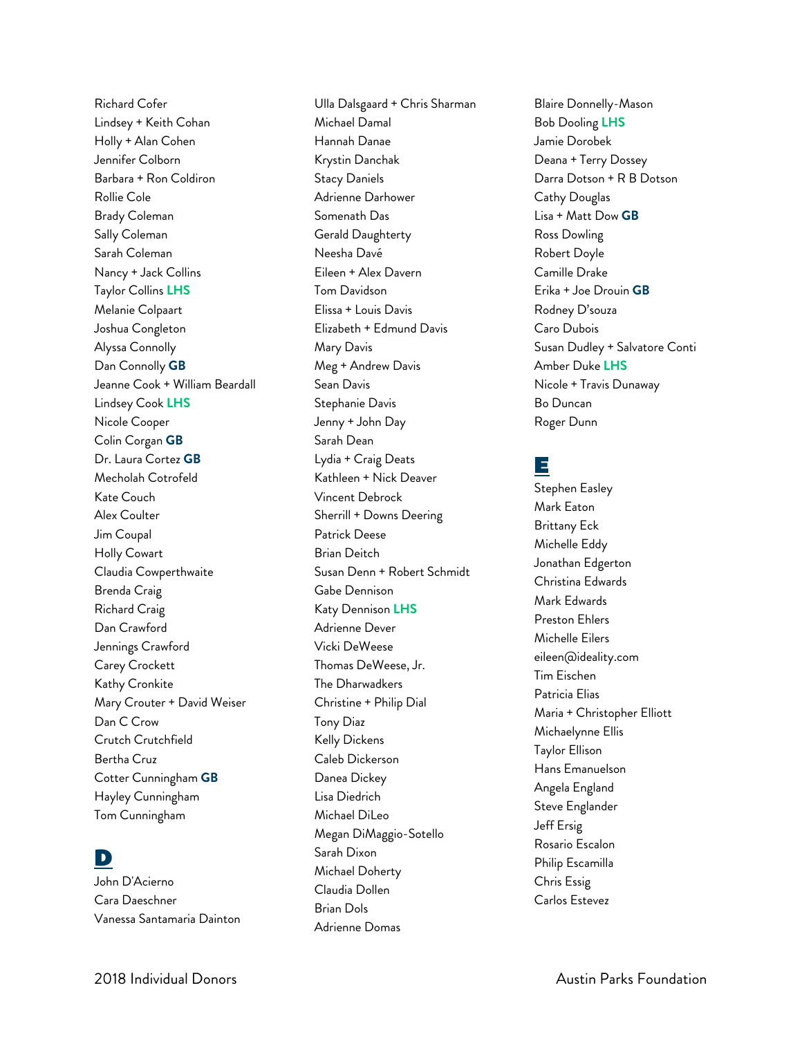Richard Cofer
Lindsey + Keith Cohan
Holly + Alan Cohen
Jennifer Colborn
Barbara + Ron Coldiron
Rollie Cole
Brady Coleman
Sally Coleman
Sarah Coleman
Nancy + Jack Collins
Taylor Collins **LHS**
Melanie Colpaart
Joshua Congleton
Alyssa Connolly
Dan Connolly **GB**
Jeanne Cook + William Beardall
Lindsey Cook **LHS**
Nicole Cooper
Colin Corgan **GB**
Dr. Laura Cortez **GB**
Mecholah Cotrofeld
Kate Couch
Alex Coulter
Jim Coupal
Holly Cowart
Claudia Cowperthwaite
Brenda Craig
Richard Craig
Dan Crawford
Jennings Crawford
Carey Crockett
Kathy Cronkite
Mary Crouter + David Weiser
Dan C Crow
Crutch Crutchfield
Bertha Cruz
Cotter Cunningham **GB**
Hayley Cunningham
Tom Cunningham

## D

John D'Acierno
Cara Daeschner
Vanessa Santamaria Dainton
Ulla Dalsgaard + Chris Sharman
Michael Damal
Hannah Danae
Krystin Danchak
Stacy Daniels
Adrienne Darhower
Somenath Das
Gerald Daughterty
Neesha Davé
Eileen + Alex Davern
Tom Davidson
Elissa + Louis Davis
Elizabeth + Edmund Davis
Mary Davis
Meg + Andrew Davis
Sean Davis
Stephanie Davis
Jenny + John Day
Sarah Dean
Lydia + Craig Deats
Kathleen + Nick Deaver
Vincent Debrock
Sherrill + Downs Deering
Patrick Deese
Brian Deitch
Susan Denn + Robert Schmidt
Gabe Dennison
Katy Dennison **LHS**
Adrienne Dever
Vicki DeWeese
Thomas DeWeese, Jr.
The Dharwadkers
Christine + Philip Dial
Tony Diaz
Kelly Dickens
Caleb Dickerson
Danea Dickey
Lisa Diedrich
Michael DiLeo
Megan DiMaggio-Sotello
Sarah Dixon
Michael Doherty
Claudia Dollen
Brian Dols
Adrienne Domas
Blaire Donnelly-Mason
Bob Dooling **LHS**
Jamie Dorobek
Deana + Terry Dossey
Darra Dotson + R B Dotson
Cathy Douglas
Lisa + Matt Dow **GB**
Ross Dowling
Robert Doyle
Camille Drake
Erika + Joe Drouin **GB**
Rodney D'souza
Caro Dubois
Susan Dudley + Salvatore Conti
Amber Duke **LHS**
Nicole + Travis Dunaway
Bo Duncan
Roger Dunn

## E

Stephen Easley
Mark Eaton
Brittany Eck
Michelle Eddy
Jonathan Edgerton
Christina Edwards
Mark Edwards
Preston Ehlers
Michelle Eilers
eileen@ideality.com
Tim Eischen
Patricia Elias
Maria + Christopher Elliott
Michaelynne Ellis
Taylor Ellison
Hans Emanuelson
Angela England
Steve Englander
Jeff Ersig
Rosario Escalon
Philip Escamilla
Chris Essig
Carlos Estevez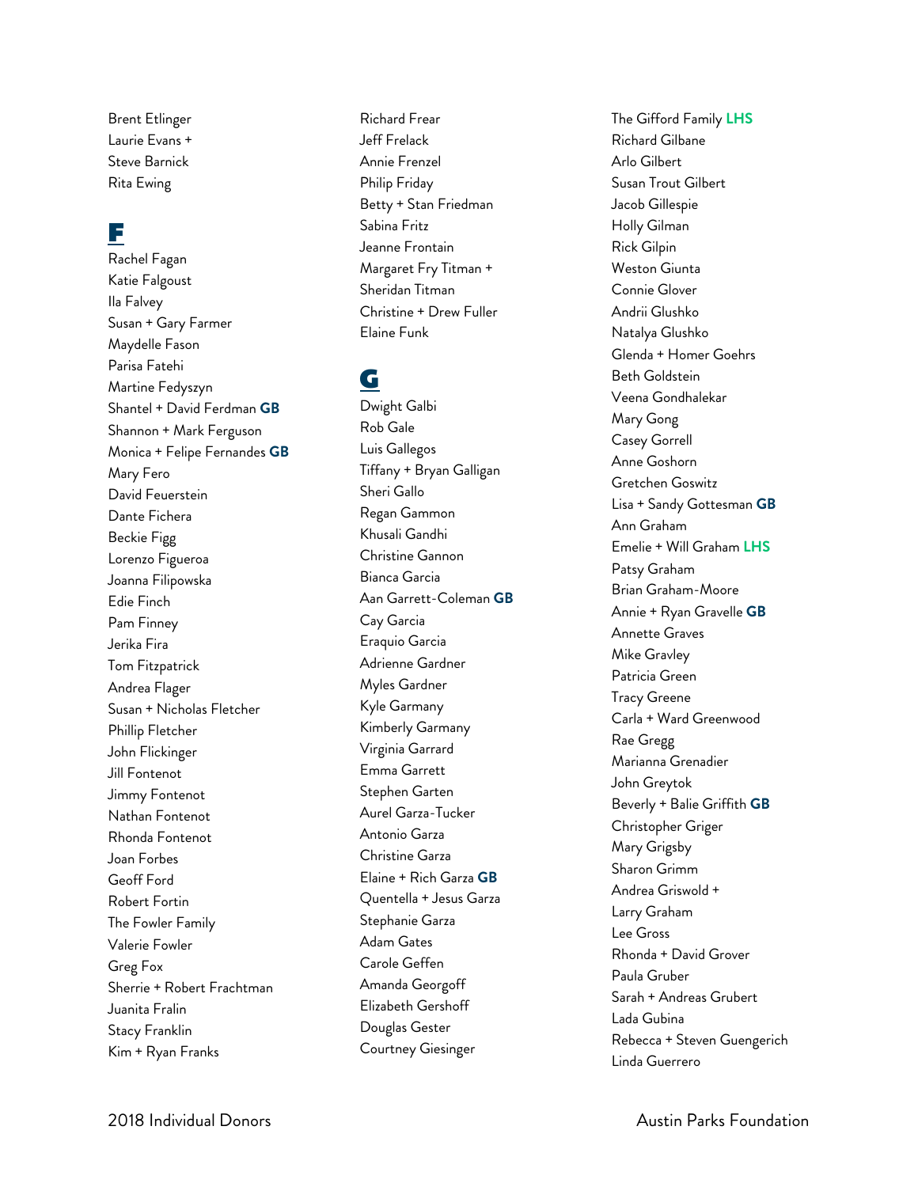Brent Etlinger
Laurie Evans +
Steve Barnick
Rita Ewing

## F

Rachel Fagan
Katie Falgoust
Ila Falvey
Susan + Gary Farmer
Maydelle Fason
Parisa Fatehi
Martine Fedyszyn
Shantel + David Ferdman **GB**
Shannon + Mark Ferguson
Monica + Felipe Fernandes **GB**
Mary Fero
David Feuerstein
Dante Fichera
Beckie Figg
Lorenzo Figueroa
Joanna Filipowska
Edie Finch
Pam Finney
Jerika Fira
Tom Fitzpatrick
Andrea Flager
Susan + Nicholas Fletcher
Phillip Fletcher
John Flickinger
Jill Fontenot
Jimmy Fontenot
Nathan Fontenot
Rhonda Fontenot
Joan Forbes
Geoff Ford
Robert Fortin
The Fowler Family
Valerie Fowler
Greg Fox
Sherrie + Robert Frachtman
Juanita Fralin
Stacy Franklin
Kim + Ryan Franks
Richard Frear
Jeff Frelack
Annie Frenzel
Philip Friday
Betty + Stan Friedman
Sabina Fritz
Jeanne Frontain
Margaret Fry Titman +
Sheridan Titman
Christine + Drew Fuller
Elaine Funk

## G

Dwight Galbi
Rob Gale
Luis Gallegos
Tiffany + Bryan Galligan
Sheri Gallo
Regan Gammon
Khusali Gandhi
Christine Gannon
Bianca Garcia
Aan Garrett-Coleman **GB**
Cay Garcia
Eraquio Garcia
Adrienne Gardner
Myles Gardner
Kyle Garmany
Kimberly Garmany
Virginia Garrard
Emma Garrett
Stephen Garten
Aurel Garza-Tucker
Antonio Garza
Christine Garza
Elaine + Rich Garza **GB**
Quentella + Jesus Garza
Stephanie Garza
Adam Gates
Carole Geffen
Amanda Georgoff
Elizabeth Gershoff
Douglas Gester
Courtney Giesinger
The Gifford Family **LHS**
Richard Gilbane
Arlo Gilbert
Susan Trout Gilbert
Jacob Gillespie
Holly Gilman
Rick Gilpin
Weston Giunta
Connie Glover
Andrii Glushko
Natalya Glushko
Glenda + Homer Goehrs
Beth Goldstein
Veena Gondhalekar
Mary Gong
Casey Gorrell
Anne Goshorn
Gretchen Goswitz
Lisa + Sandy Gottesman **GB**
Ann Graham
Emelie + Will Graham **LHS**
Patsy Graham
Brian Graham-Moore
Annie + Ryan Gravelle **GB**
Annette Graves
Mike Gravley
Patricia Green
Tracy Greene
Carla + Ward Greenwood
Rae Gregg
Marianna Grenadier
John Greytok
Beverly + Balie Griffith **GB**
Christopher Griger
Mary Grigsby
Sharon Grimm
Andrea Griswold +
Larry Graham
Lee Gross
Rhonda + David Grover
Paula Gruber
Sarah + Andreas Grubert
Lada Gubina
Rebecca + Steven Guengerich
Linda Guerrero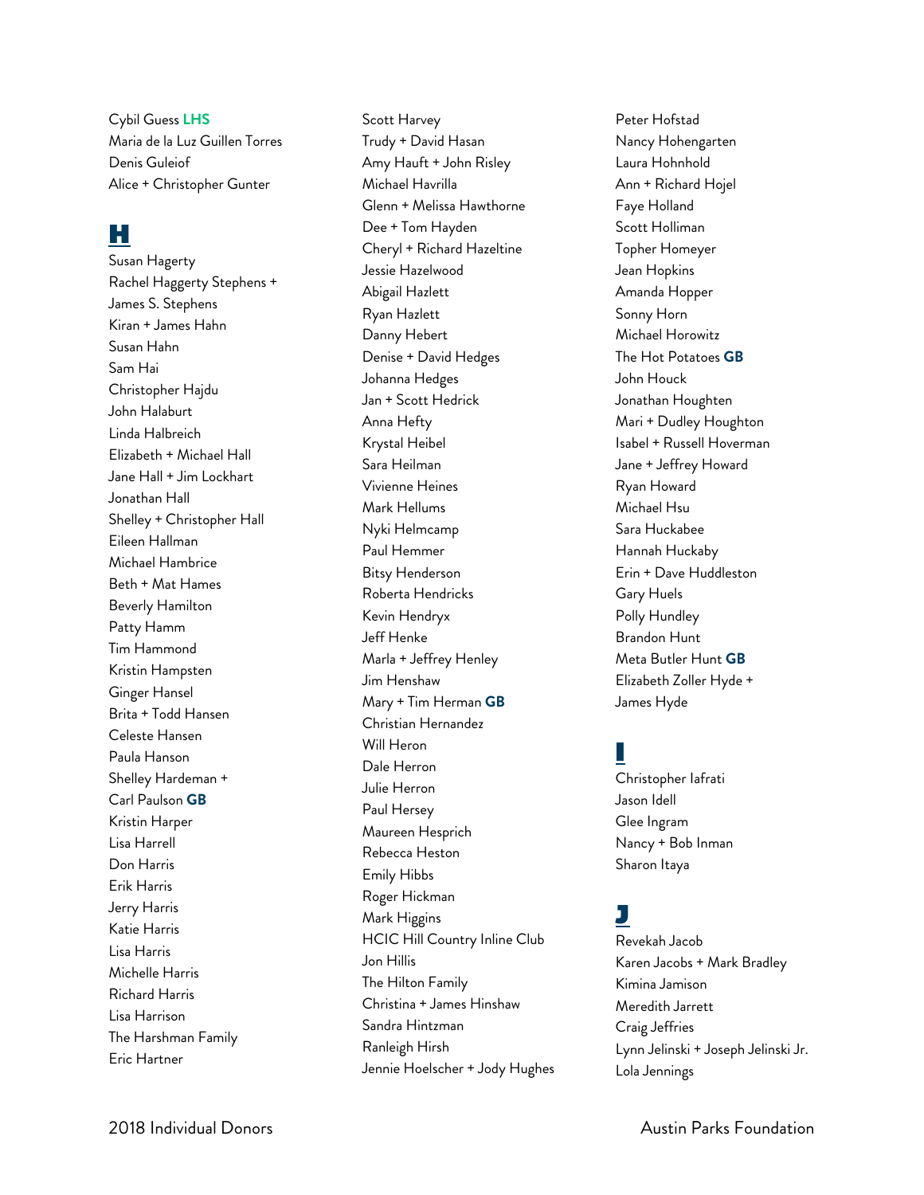Cybil Guess **LHS**
Maria de la Luz Guillen Torres
Denis Guleiof
Alice + Christopher Gunter

## H

Susan Hagerty
Rachel Haggerty Stephens + James S. Stephens
Kiran + James Hahn
Susan Hahn
Sam Hai
Christopher Hajdu
John Halaburt
Linda Halbreich
Elizabeth + Michael Hall
Jane Hall + Jim Lockhart
Jonathan Hall
Shelley + Christopher Hall
Eileen Hallman
Michael Hambrice
Beth + Mat Hames
Beverly Hamilton
Patty Hamm
Tim Hammond
Kristin Hampsten
Ginger Hansel
Brita + Todd Hansen
Celeste Hansen
Paula Hanson
Shelley Hardeman + Carl Paulson **GB**
Kristin Harper
Lisa Harrell
Don Harris
Erik Harris
Jerry Harris
Katie Harris
Lisa Harris
Michelle Harris
Richard Harris
Lisa Harrison
The Harshman Family
Eric Hartner
Scott Harvey
Trudy + David Hasan
Amy Hauft + John Risley
Michael Havrilla
Glenn + Melissa Hawthorne
Dee + Tom Hayden
Cheryl + Richard Hazeltine
Jessie Hazelwood
Abigail Hazlett
Ryan Hazlett
Danny Hebert
Denise + David Hedges
Johanna Hedges
Jan + Scott Hedrick
Anna Hefty
Krystal Heibel
Sara Heilman
Vivienne Heines
Mark Hellums
Nyki Helmcamp
Paul Hemmer
Bitsy Henderson
Roberta Hendricks
Kevin Hendryx
Jeff Henke
Marla + Jeffrey Henley
Jim Henshaw
Mary + Tim Herman **GB**
Christian Hernandez
Will Heron
Dale Herron
Julie Herron
Paul Hersey
Maureen Hesprich
Rebecca Heston
Emily Hibbs
Roger Hickman
Mark Higgins
HCIC Hill Country Inline Club
Jon Hillis
The Hilton Family
Christina + James Hinshaw
Sandra Hintzman
Ranleigh Hirsh
Jennie Hoelscher + Jody Hughes
Peter Hofstad
Nancy Hohengarten
Laura Hohnhold
Ann + Richard Hojel
Faye Holland
Scott Holliman
Topher Homeyer
Jean Hopkins
Amanda Hopper
Sonny Horn
Michael Horowitz
The Hot Potatoes **GB**
John Houck
Jonathan Houghten
Mari + Dudley Houghton
Isabel + Russell Hoverman
Jane + Jeffrey Howard
Ryan Howard
Michael Hsu
Sara Huckabee
Hannah Huckaby
Erin + Dave Huddleston
Gary Huels
Polly Hundley
Brandon Hunt
Meta Butler Hunt **GB**
Elizabeth Zoller Hyde + James Hyde

## I

Christopher Iafrati
Jason Idell
Glee Ingram
Nancy + Bob Inman
Sharon Itaya

## J

Revekah Jacob
Karen Jacobs + Mark Bradley
Kimina Jamison
Meredith Jarrett
Craig Jeffries
Lynn Jelinski + Joseph Jelinski Jr.
Lola Jennings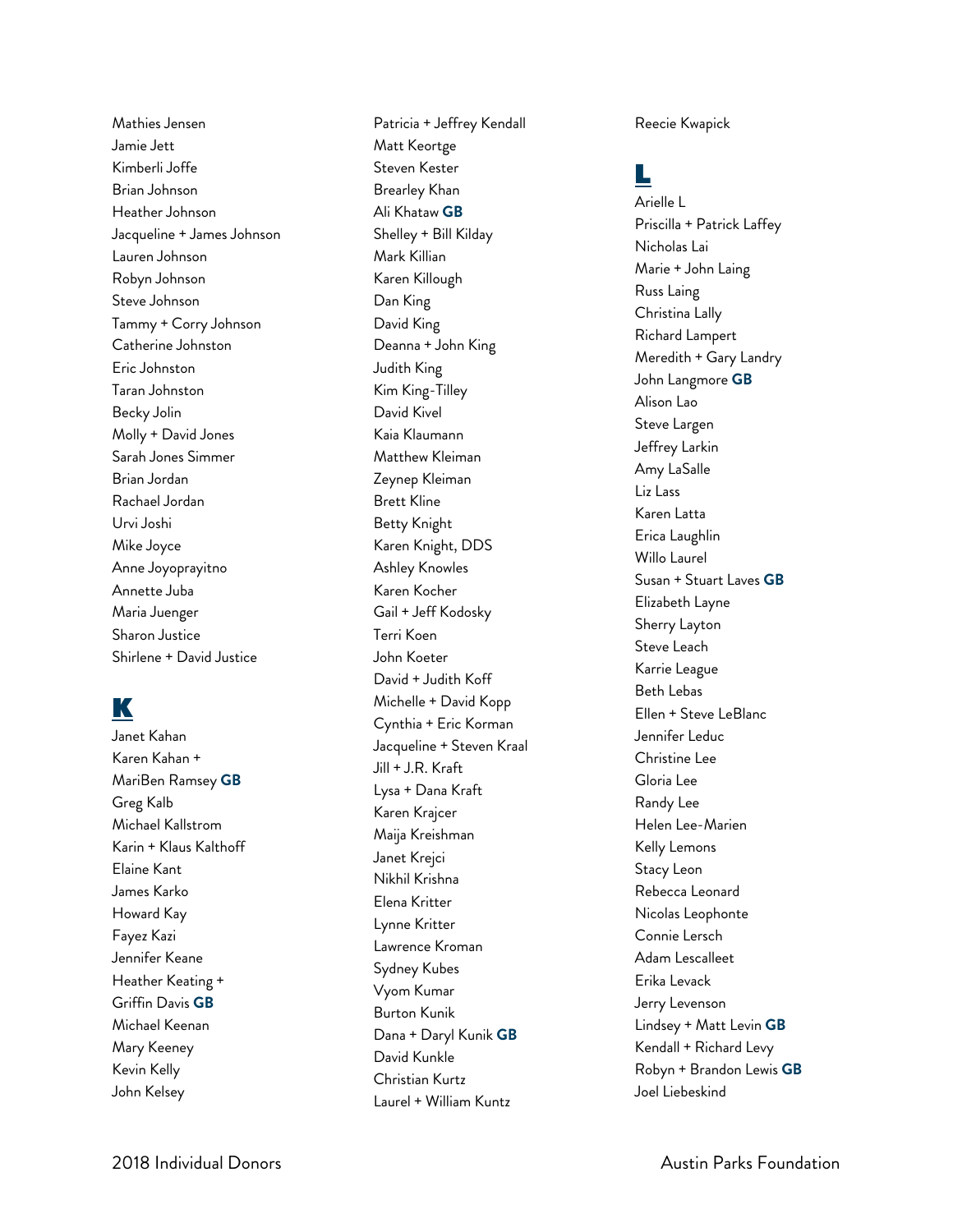Mathies Jensen
Jamie Jett
Kimberli Joffe
Brian Johnson
Heather Johnson
Jacqueline + James Johnson
Lauren Johnson
Robyn Johnson
Steve Johnson
Tammy + Corry Johnson
Catherine Johnston
Eric Johnston
Taran Johnston
Becky Jolin
Molly + David Jones
Sarah Jones Simmer
Brian Jordan
Rachael Jordan
Urvi Joshi
Mike Joyce
Anne Joyoprayitno
Annette Juba
Maria Juenger
Sharon Justice
Shirlene + David Justice

## K

Janet Kahan
Karen Kahan + MariBen Ramsey **GB**
Greg Kalb
Michael Kallstrom
Karin + Klaus Kalthoff
Elaine Kant
James Karko
Howard Kay
Fayez Kazi
Jennifer Keane
Heather Keating + Griffin Davis **GB**
Michael Keenan
Mary Keeney
Kevin Kelly
John Kelsey
Patricia + Jeffrey Kendall
Matt Keortge
Steven Kester
Brearley Khan
Ali Khataw **GB**
Shelley + Bill Kilday
Mark Killian
Karen Killough
Dan King
David King
Deanna + John King
Judith King
Kim King-Tilley
David Kivel
Kaia Klaumann
Matthew Kleiman
Zeynep Kleiman
Brett Kline
Betty Knight
Karen Knight, DDS
Ashley Knowles
Karen Kocher
Gail + Jeff Kodosky
Terri Koen
John Koeter
David + Judith Koff
Michelle + David Kopp
Cynthia + Eric Korman
Jacqueline + Steven Kraal
Jill + J.R. Kraft
Lysa + Dana Kraft
Karen Krajcer
Maija Kreishman
Janet Krejci
Nikhil Krishna
Elena Kritter
Lynne Kritter
Lawrence Kroman
Sydney Kubes
Vyom Kumar
Burton Kunik
Dana + Daryl Kunik **GB**
David Kunkle
Christian Kurtz
Laurel + William Kuntz
Reecie Kwapick

## L

Arielle L
Priscilla + Patrick Laffey
Nicholas Lai
Marie + John Laing
Russ Laing
Christina Lally
Richard Lampert
Meredith + Gary Landry
John Langmore **GB**
Alison Lao
Steve Largen
Jeffrey Larkin
Amy LaSalle
Liz Lass
Karen Latta
Erica Laughlin
Willo Laurel
Susan + Stuart Laves **GB**
Elizabeth Layne
Sherry Layton
Steve Leach
Karrie League
Beth Lebas
Ellen + Steve LeBlanc
Jennifer Leduc
Christine Lee
Gloria Lee
Randy Lee
Helen Lee-Marien
Kelly Lemons
Stacy Leon
Rebecca Leonard
Nicolas Leophonte
Connie Lersch
Adam Lescalleet
Erika Levack
Jerry Levenson
Lindsey + Matt Levin **GB**
Kendall + Richard Levy
Robyn + Brandon Lewis **GB**
Joel Liebeskind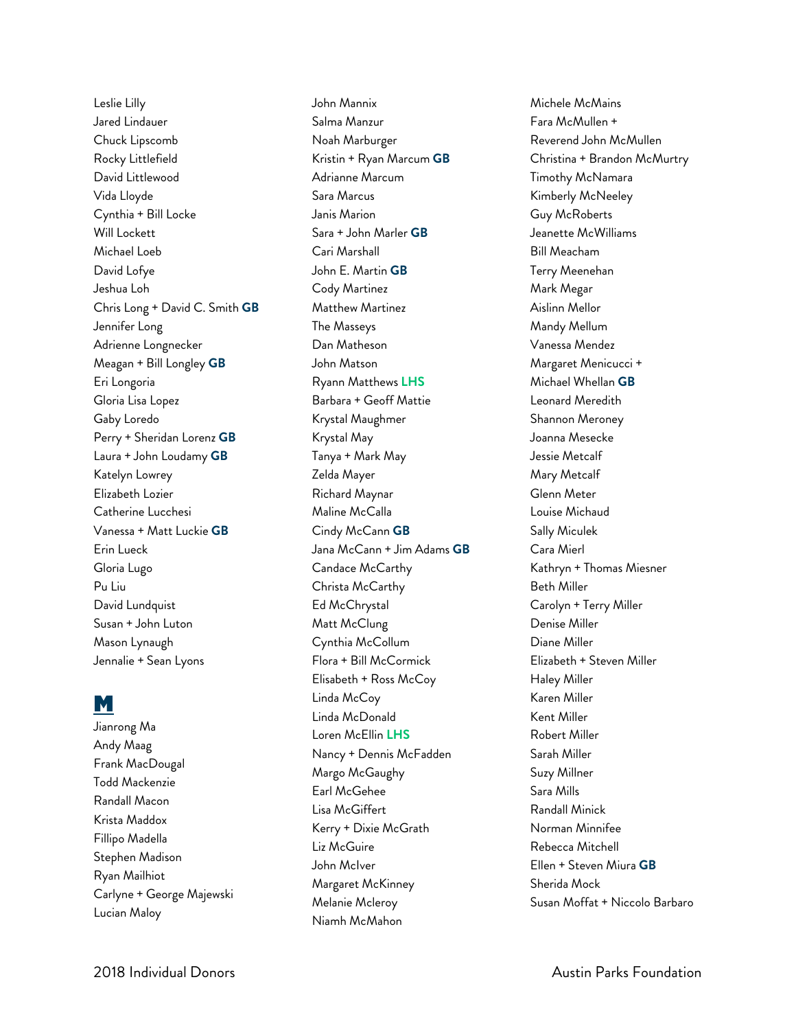Leslie Lilly
Jared Lindauer
Chuck Lipscomb
Rocky Littlefield
David Littlewood
Vida Lloyde
Cynthia + Bill Locke
Will Lockett
Michael Loeb
David Lofye
Jeshua Loh
Chris Long + David C. Smith **GB**
Jennifer Long
Adrienne Longnecker
Meagan + Bill Longley **GB**
Eri Longoria
Gloria Lisa Lopez
Gaby Loredo
Perry + Sheridan Lorenz **GB**
Laura + John Loudamy **GB**
Katelyn Lowrey
Elizabeth Lozier
Catherine Lucchesi
Vanessa + Matt Luckie **GB**
Erin Lueck
Gloria Lugo
Pu Liu
David Lundquist
Susan + John Luton
Mason Lynaugh
Jennalie + Sean Lyons

## M

Jianrong Ma
Andy Maag
Frank MacDougal
Todd Mackenzie
Randall Macon
Krista Maddox
Fillipo Madella
Stephen Madison
Ryan Mailhiot
Carlyne + George Majewski
Lucian Maloy
John Mannix
Salma Manzur
Noah Marburger
Kristin + Ryan Marcum **GB**
Adrianne Marcum
Sara Marcus
Janis Marion
Sara + John Marler **GB**
Cari Marshall
John E. Martin **GB**
Cody Martinez
Matthew Martinez
The Masseys
Dan Matheson
John Matson
Ryann Matthews **LHS**
Barbara + Geoff Mattie
Krystal Maughmer
Krystal May
Tanya + Mark May
Zelda Mayer
Richard Maynar
Maline McCalla
Cindy McCann **GB**
Jana McCann + Jim Adams **GB**
Candace McCarthy
Christa McCarthy
Ed McChrystal
Matt McClung
Cynthia McCollum
Flora + Bill McCormick
Elisabeth + Ross McCoy
Linda McCoy
Linda McDonald
Loren McEllin **LHS**
Nancy + Dennis McFadden
Margo McGaughy
Earl McGehee
Lisa McGiffert
Kerry + Dixie McGrath
Liz McGuire
John McIver
Margaret McKinney
Melanie Mcleroy
Niamh McMahon
Michele McMains
Fara McMullen +
Reverend John McMullen
Christina + Brandon McMurtry
Timothy McNamara
Kimberly McNeeley
Guy McRoberts
Jeanette McWilliams
Bill Meacham
Terry Meenehan
Mark Megar
Aislinn Mellor
Mandy Mellum
Vanessa Mendez
Margaret Menicucci +
Michael Whellan **GB**
Leonard Meredith
Shannon Meroney
Joanna Mesecke
Jessie Metcalf
Mary Metcalf
Glenn Meter
Louise Michaud
Sally Miculek
Cara Mierl
Kathryn + Thomas Miesner
Beth Miller
Carolyn + Terry Miller
Denise Miller
Diane Miller
Elizabeth + Steven Miller
Haley Miller
Karen Miller
Kent Miller
Robert Miller
Sarah Miller
Suzy Millner
Sara Mills
Randall Minick
Norman Minnifee
Rebecca Mitchell
Ellen + Steven Miura **GB**
Sherida Mock
Susan Moffat + Niccolo Barbaro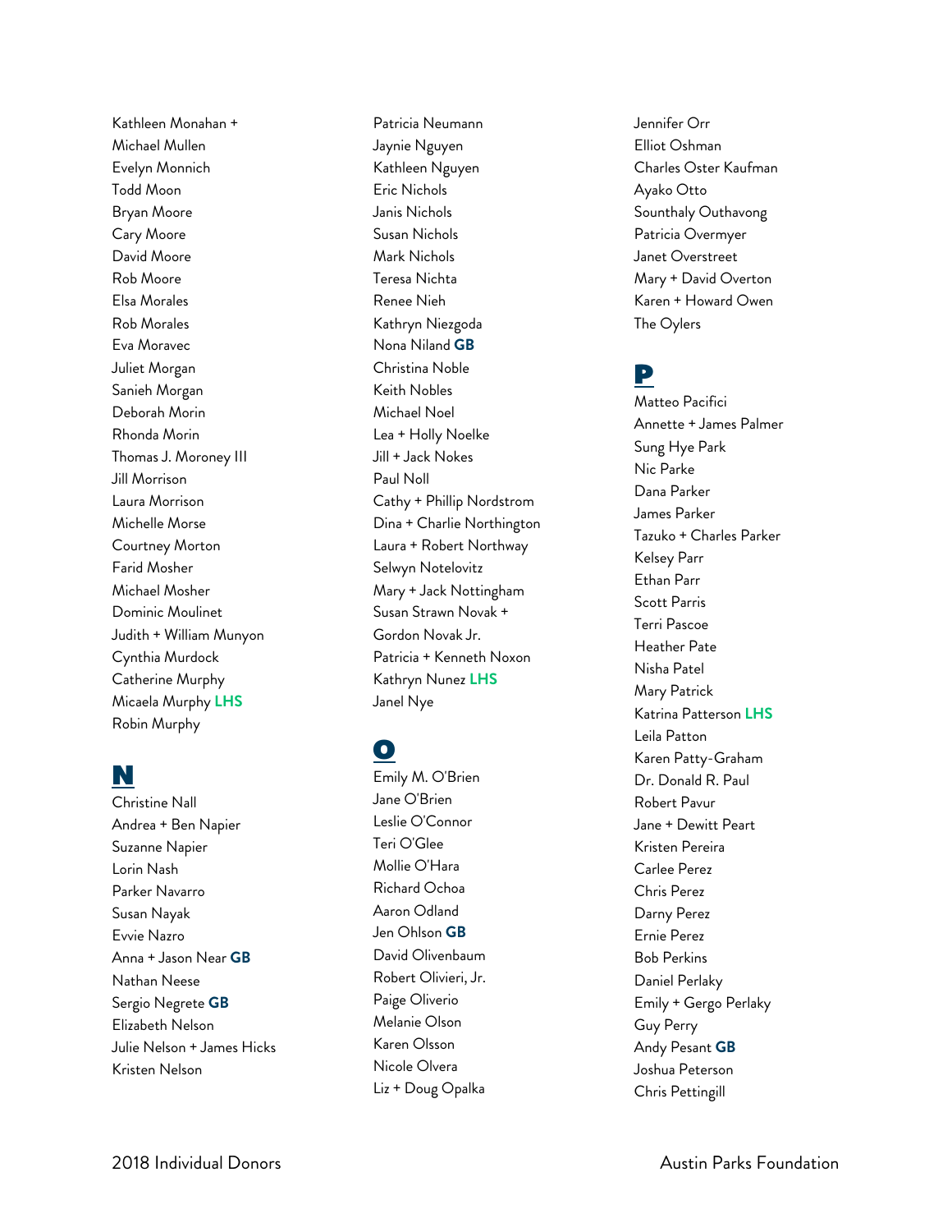Kathleen Monahan +
Michael Mullen
Evelyn Monnich
Todd Moon
Bryan Moore
Cary Moore
David Moore
Rob Moore
Elsa Morales
Rob Morales
Eva Moravec
Juliet Morgan
Sanieh Morgan
Deborah Morin
Rhonda Morin
Thomas J. Moroney III
Jill Morrison
Laura Morrison
Michelle Morse
Courtney Morton
Farid Mosher
Michael Mosher
Dominic Moulinet
Judith + William Munyon
Cynthia Murdock
Catherine Murphy
Micaela Murphy **LHS**
Robin Murphy

## N

Christine Nall
Andrea + Ben Napier
Suzanne Napier
Lorin Nash
Parker Navarro
Susan Nayak
Evvie Nazro
Anna + Jason Near **GB**
Nathan Neese
Sergio Negrete **GB**
Elizabeth Nelson
Julie Nelson + James Hicks
Kristen Nelson
Patricia Neumann
Jaynie Nguyen
Kathleen Nguyen
Eric Nichols
Janis Nichols
Susan Nichols
Mark Nichols
Teresa Nichta
Renee Nieh
Kathryn Niezgoda
Nona Niland **GB**
Christina Noble
Keith Nobles
Michael Noel
Lea + Holly Noelke
Jill + Jack Nokes
Paul Noll
Cathy + Phillip Nordstrom
Dina + Charlie Northington
Laura + Robert Northway
Selwyn Notelovitz
Mary + Jack Nottingham
Susan Strawn Novak +
Gordon Novak Jr.
Patricia + Kenneth Noxon
Kathryn Nunez **LHS**
Janel Nye

## O

Emily M. O'Brien
Jane O'Brien
Leslie O'Connor
Teri O'Glee
Mollie O'Hara
Richard Ochoa
Aaron Odland
Jen Ohlson **GB**
David Olivenbaum
Robert Olivieri, Jr.
Paige Oliverio
Melanie Olson
Karen Olsson
Nicole Olvera
Liz + Doug Opalka
Jennifer Orr
Elliot Oshman
Charles Oster Kaufman
Ayako Otto
Sounthaly Outhavong
Patricia Overmyer
Janet Overstreet
Mary + David Overton
Karen + Howard Owen
The Oylers

## P

Matteo Pacifici
Annette + James Palmer
Sung Hye Park
Nic Parke
Dana Parker
James Parker
Tazuko + Charles Parker
Kelsey Parr
Ethan Parr
Scott Parris
Terri Pascoe
Heather Pate
Nisha Patel
Mary Patrick
Katrina Patterson **LHS**
Leila Patton
Karen Patty-Graham
Dr. Donald R. Paul
Robert Pavur
Jane + Dewitt Peart
Kristen Pereira
Carlee Perez
Chris Perez
Darny Perez
Ernie Perez
Bob Perkins
Daniel Perlaky
Emily + Gergo Perlaky
Guy Perry
Andy Pesant **GB**
Joshua Peterson
Chris Pettingill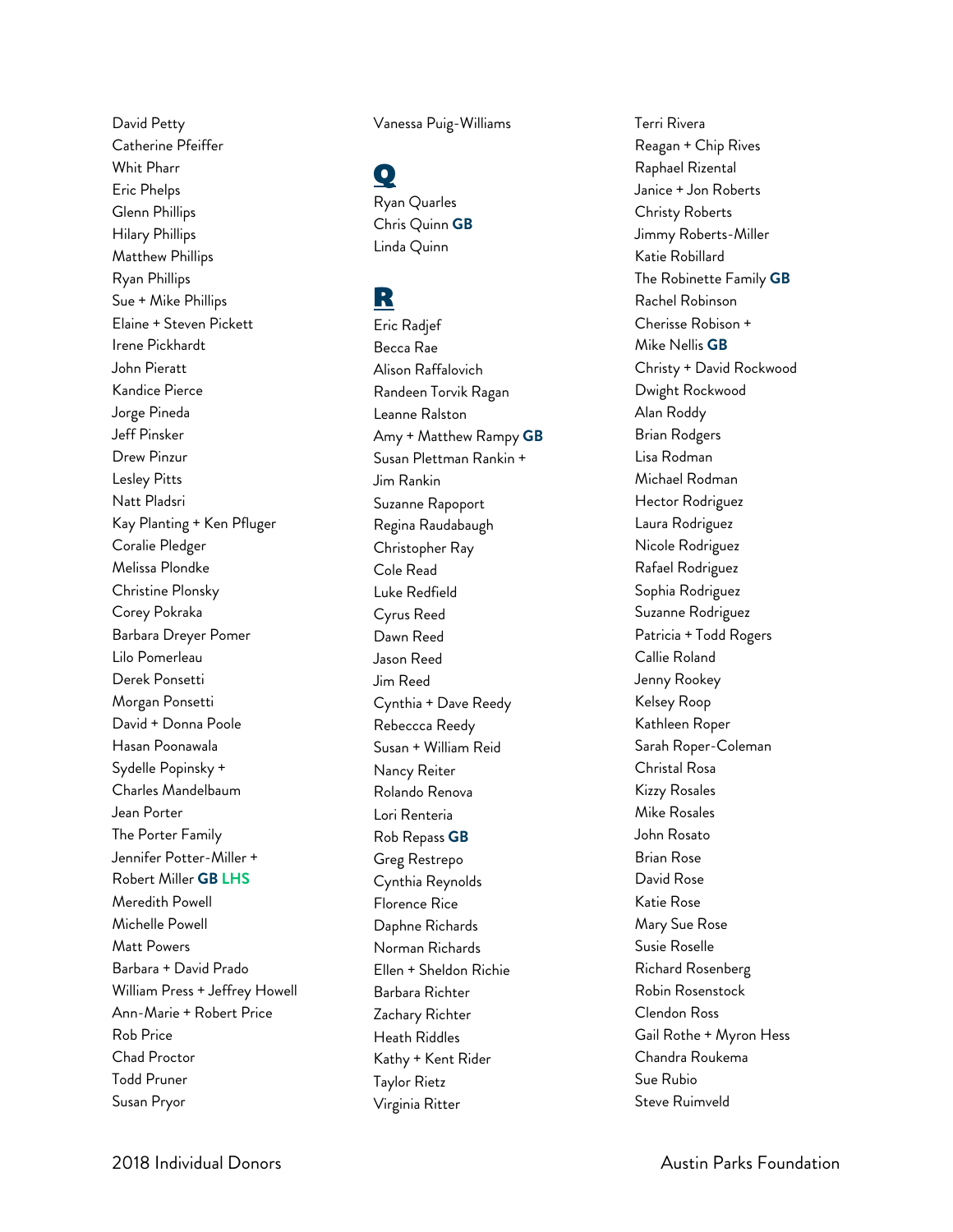David Petty
Catherine Pfeiffer
Whit Pharr
Eric Phelps
Glenn Phillips
Hilary Phillips
Matthew Phillips
Ryan Phillips
Sue + Mike Phillips
Elaine + Steven Pickett
Irene Pickhardt
John Pieratt
Kandice Pierce
Jorge Pineda
Jeff Pinsker
Drew Pinzur
Lesley Pitts
Natt Pladsri
Kay Planting + Ken Pfluger
Coralie Pledger
Melissa Plondke
Christine Plonsky
Corey Pokraka
Barbara Dreyer Pomer
Lilo Pomerleau
Derek Ponsetti
Morgan Ponsetti
David + Donna Poole
Hasan Poonawala
Sydelle Popinsky +
Charles Mandelbaum
Jean Porter
The Porter Family
Jennifer Potter-Miller +
Robert Miller **GB** **LHS**
Meredith Powell
Michelle Powell
Matt Powers
Barbara + David Prado
William Press + Jeffrey Howell
Ann-Marie + Robert Price
Rob Price
Chad Proctor
Todd Pruner
Susan Pryor
Vanessa Puig-Williams

## Q

Ryan Quarles
Chris Quinn **GB**
Linda Quinn

## R

Eric Radjef
Becca Rae
Alison Raffalovich
Randeen Torvik Ragan
Leanne Ralston
Amy + Matthew Rampy **GB**
Susan Plettman Rankin +
Jim Rankin
Suzanne Rapoport
Regina Raudabaugh
Christopher Ray
Cole Read
Luke Redfield
Cyrus Reed
Dawn Reed
Jason Reed
Jim Reed
Cynthia + Dave Reedy
Rebeccca Reedy
Susan + William Reid
Nancy Reiter
Rolando Renova
Lori Renteria
Rob Repass **GB**
Greg Restrepo
Cynthia Reynolds
Florence Rice
Daphne Richards
Norman Richards
Ellen + Sheldon Richie
Barbara Richter
Zachary Richter
Heath Riddles
Kathy + Kent Rider
Taylor Rietz
Virginia Ritter
Terri Rivera
Reagan + Chip Rives
Raphael Rizental
Janice + Jon Roberts
Christy Roberts
Jimmy Roberts-Miller
Katie Robillard
The Robinette Family **GB**
Rachel Robinson
Cherisse Robison +
Mike Nellis **GB**
Christy + David Rockwood
Dwight Rockwood
Alan Roddy
Brian Rodgers
Lisa Rodman
Michael Rodman
Hector Rodriguez
Laura Rodriguez
Nicole Rodriguez
Rafael Rodriguez
Sophia Rodriguez
Suzanne Rodriguez
Patricia + Todd Rogers
Callie Roland
Jenny Rookey
Kelsey Roop
Kathleen Roper
Sarah Roper-Coleman
Christal Rosa
Kizzy Rosales
Mike Rosales
John Rosato
Brian Rose
David Rose
Katie Rose
Mary Sue Rose
Susie Roselle
Richard Rosenberg
Robin Rosenstock
Clendon Ross
Gail Rothe + Myron Hess
Chandra Roukema
Sue Rubio
Steve Ruimveld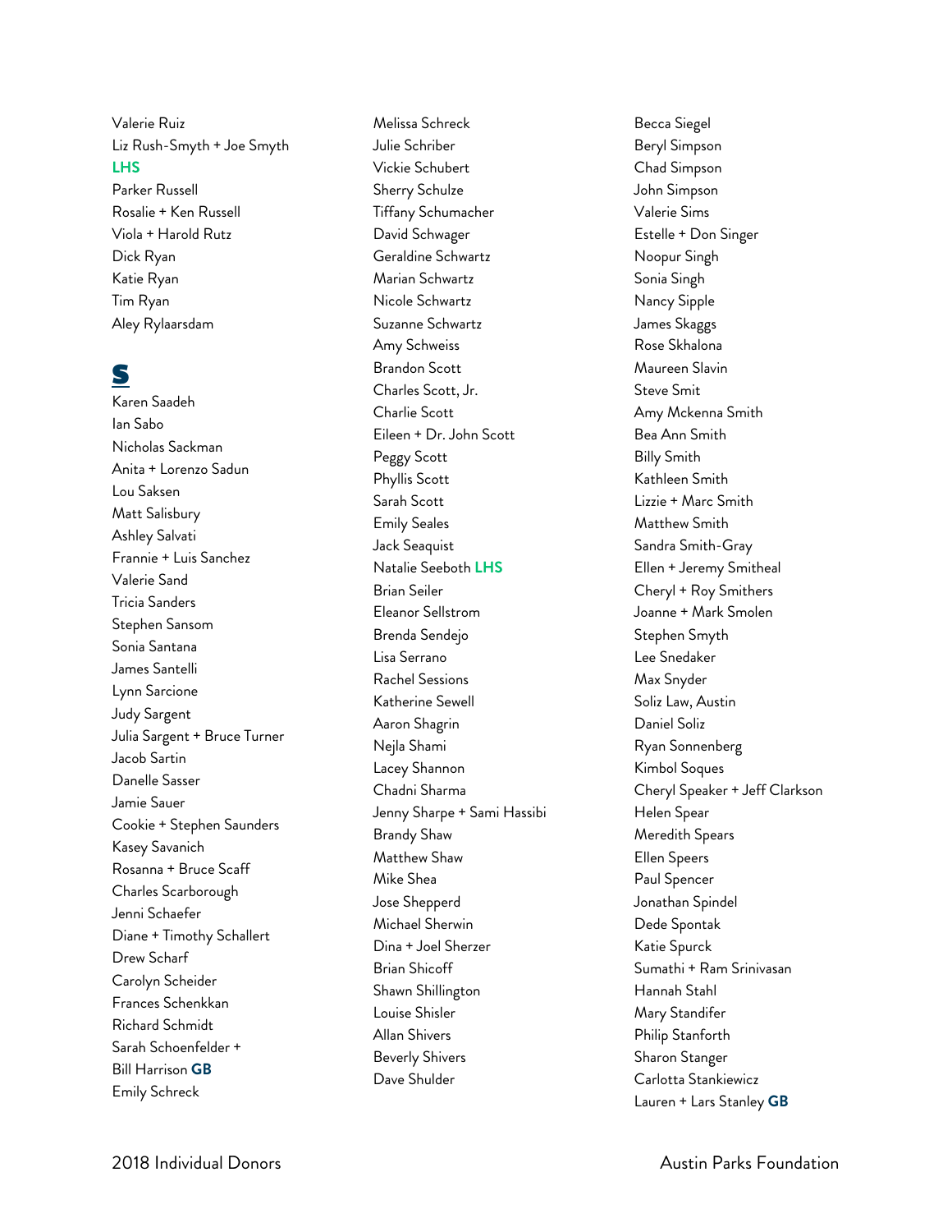Valerie Ruiz
Liz Rush-Smyth + Joe Smyth
**LHS**
Parker Russell
Rosalie + Ken Russell
Viola + Harold Rutz
Dick Ryan
Katie Ryan
Tim Ryan
Aley Rylaarsdam

## S

Karen Saadeh
Ian Sabo
Nicholas Sackman
Anita + Lorenzo Sadun
Lou Saksen
Matt Salisbury
Ashley Salvati
Frannie + Luis Sanchez
Valerie Sand
Tricia Sanders
Stephen Sansom
Sonia Santana
James Santelli
Lynn Sarcione
Judy Sargent
Julia Sargent + Bruce Turner
Jacob Sartin
Danelle Sasser
Jamie Sauer
Cookie + Stephen Saunders
Kasey Savanich
Rosanna + Bruce Scaff
Charles Scarborough
Jenni Schaefer
Diane + Timothy Schallert
Drew Scharf
Carolyn Scheider
Frances Schenkkan
Richard Schmidt
Sarah Schoenfelder + Bill Harrison **GB**
Emily Schreck
Melissa Schreck
Julie Schriber
Vickie Schubert
Sherry Schulze
Tiffany Schumacher
David Schwager
Geraldine Schwartz
Marian Schwartz
Nicole Schwartz
Suzanne Schwartz
Amy Schweiss
Brandon Scott
Charles Scott, Jr.
Charlie Scott
Eileen + Dr. John Scott
Peggy Scott
Phyllis Scott
Sarah Scott
Emily Seales
Jack Seaquist
Natalie Seeboth **LHS**
Brian Seiler
Eleanor Sellstrom
Brenda Sendejo
Lisa Serrano
Rachel Sessions
Katherine Sewell
Aaron Shagrin
Nejla Shami
Lacey Shannon
Chadni Sharma
Jenny Sharpe + Sami Hassibi
Brandy Shaw
Matthew Shaw
Mike Shea
Jose Shepperd
Michael Sherwin
Dina + Joel Sherzer
Brian Shicoff
Shawn Shillington
Louise Shisler
Allan Shivers
Beverly Shivers
Dave Shulder
Becca Siegel
Beryl Simpson
Chad Simpson
John Simpson
Valerie Sims
Estelle + Don Singer
Noopur Singh
Sonia Singh
Nancy Sipple
James Skaggs
Rose Skhalona
Maureen Slavin
Steve Smit
Amy Mckenna Smith
Bea Ann Smith
Billy Smith
Kathleen Smith
Lizzie + Marc Smith
Matthew Smith
Sandra Smith-Gray
Ellen + Jeremy Smitheal
Cheryl + Roy Smithers
Joanne + Mark Smolen
Stephen Smyth
Lee Snedaker
Max Snyder
Soliz Law, Austin
Daniel Soliz
Ryan Sonnenberg
Kimbol Soques
Cheryl Speaker + Jeff Clarkson
Helen Spear
Meredith Spears
Ellen Speers
Paul Spencer
Jonathan Spindel
Dede Spontak
Katie Spurck
Sumathi + Ram Srinivasan
Hannah Stahl
Mary Standifer
Philip Stanforth
Sharon Stanger
Carlotta Stankiewicz
Lauren + Lars Stanley **GB**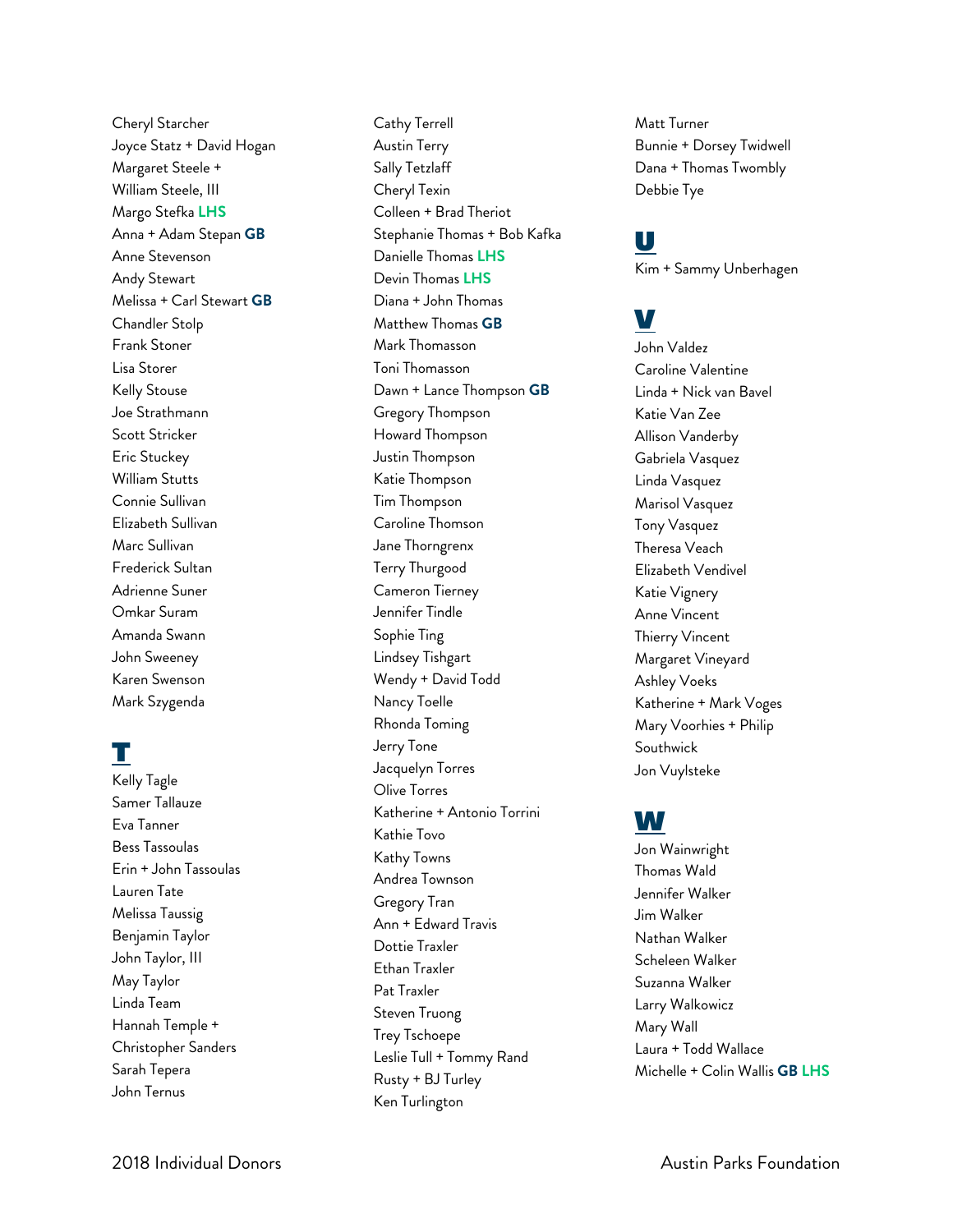Cheryl Starcher
Joyce Statz + David Hogan
Margaret Steele +
William Steele, III
Margo Stefka **LHS**
Anna + Adam Stepan **GB**
Anne Stevenson
Andy Stewart
Melissa + Carl Stewart **GB**
Chandler Stolp
Frank Stoner
Lisa Storer
Kelly Stouse
Joe Strathmann
Scott Stricker
Eric Stuckey
William Stutts
Connie Sullivan
Elizabeth Sullivan
Marc Sullivan
Frederick Sultan
Adrienne Suner
Omkar Suram
Amanda Swann
John Sweeney
Karen Swenson
Mark Szygenda

## T

Kelly Tagle
Samer Tallauze
Eva Tanner
Bess Tassoulas
Erin + John Tassoulas
Lauren Tate
Melissa Taussig
Benjamin Taylor
John Taylor, III
May Taylor
Linda Team
Hannah Temple +
Christopher Sanders
Sarah Tepera
John Ternus
Cathy Terrell
Austin Terry
Sally Tetzlaff
Cheryl Texin
Colleen + Brad Theriot
Stephanie Thomas + Bob Kafka
Danielle Thomas **LHS**
Devin Thomas **LHS**
Diana + John Thomas
Matthew Thomas **GB**
Mark Thomasson
Toni Thomasson
Dawn + Lance Thompson **GB**
Gregory Thompson
Howard Thompson
Justin Thompson
Katie Thompson
Tim Thompson
Caroline Thomson
Jane Thorngrenx
Terry Thurgood
Cameron Tierney
Jennifer Tindle
Sophie Ting
Lindsey Tishgart
Wendy + David Todd
Nancy Toelle
Rhonda Toming
Jerry Tone
Jacquelyn Torres
Olive Torres
Katherine + Antonio Torrini
Kathie Tovo
Kathy Towns
Andrea Townson
Gregory Tran
Ann + Edward Travis
Dottie Traxler
Ethan Traxler
Pat Traxler
Steven Truong
Trey Tschoepe
Leslie Tull + Tommy Rand
Rusty + BJ Turley
Ken Turlington
Matt Turner
Bunnie + Dorsey Twidwell
Dana + Thomas Twombly
Debbie Tye

## U

Kim + Sammy Unberhagen

## V

John Valdez
Caroline Valentine
Linda + Nick van Bavel
Katie Van Zee
Allison Vanderby
Gabriela Vasquez
Linda Vasquez
Marisol Vasquez
Tony Vasquez
Theresa Veach
Elizabeth Vendivel
Katie Vignery
Anne Vincent
Thierry Vincent
Margaret Vineyard
Ashley Voeks
Katherine + Mark Voges
Mary Voorhies + Philip
Southwick
Jon Vuylsteke

## W

Jon Wainwright
Thomas Wald
Jennifer Walker
Jim Walker
Nathan Walker
Scheleen Walker
Suzanna Walker
Larry Walkowicz
Mary Wall
Laura + Todd Wallace
Michelle + Colin Wallis **GB** **LHS**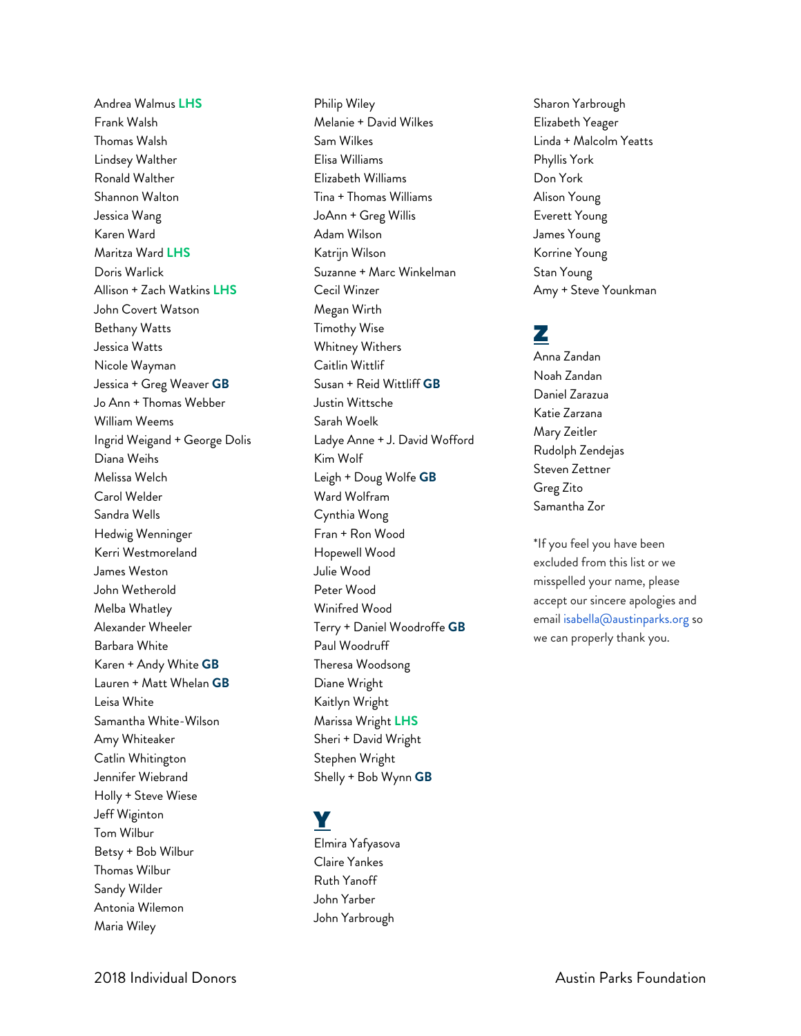Andrea Walmus **LHS**
Frank Walsh
Thomas Walsh
Lindsey Walther
Ronald Walther
Shannon Walton
Jessica Wang
Karen Ward
Maritza Ward **LHS**
Doris Warlick
Allison + Zach Watkins **LHS**
John Covert Watson
Bethany Watts
Jessica Watts
Nicole Wayman
Jessica + Greg Weaver **GB**
Jo Ann + Thomas Webber
William Weems
Ingrid Weigand + George Dolis
Diana Weihs
Melissa Welch
Carol Welder
Sandra Wells
Hedwig Wenninger
Kerri Westmoreland
James Weston
John Wetherold
Melba Whatley
Alexander Wheeler
Barbara White
Karen + Andy White **GB**
Lauren + Matt Whelan **GB**
Leisa White
Samantha White-Wilson
Amy Whiteaker
Catlin Whitington
Jennifer Wiebrand
Holly + Steve Wiese
Jeff Wiginton
Tom Wilbur
Betsy + Bob Wilbur
Thomas Wilbur
Sandy Wilder
Antonia Wilemon
Maria Wiley
Philip Wiley
Melanie + David Wilkes
Sam Wilkes
Elisa Williams
Elizabeth Williams
Tina + Thomas Williams
JoAnn + Greg Willis
Adam Wilson
Katrijn Wilson
Suzanne + Marc Winkelman
Cecil Winzer
Megan Wirth
Timothy Wise
Whitney Withers
Caitlin Wittlif
Susan + Reid Wittliff **GB**
Justin Wittsche
Sarah Woelk
Ladye Anne + J. David Wofford
Kim Wolf
Leigh + Doug Wolfe **GB**
Ward Wolfram
Cynthia Wong
Fran + Ron Wood
Hopewell Wood
Julie Wood
Peter Wood
Winifred Wood
Terry + Daniel Woodroffe **GB**
Paul Woodruff
Theresa Woodsong
Diane Wright
Kaitlyn Wright
Marissa Wright **LHS**
Sheri + David Wright
Stephen Wright
Shelly + Bob Wynn **GB**

## Y

Elmira Yafyasova
Claire Yankes
Ruth Yanoff
John Yarber
John Yarbrough
Sharon Yarbrough
Elizabeth Yeager
Linda + Malcolm Yeatts
Phyllis York
Don York
Alison Young
Everett Young
James Young
Korrine Young
Stan Young
Amy + Steve Younkman

## Z

Anna Zandan
Noah Zandan
Daniel Zarazua
Katie Zarzana
Mary Zeitler
Rudolph Zendejas
Steven Zettner
Greg Zito
Samantha Zor

*If you feel you have been excluded from this list or we misspelled your name, please accept our sincere apologies and email isabella@austinparks.org so we can properly thank you.